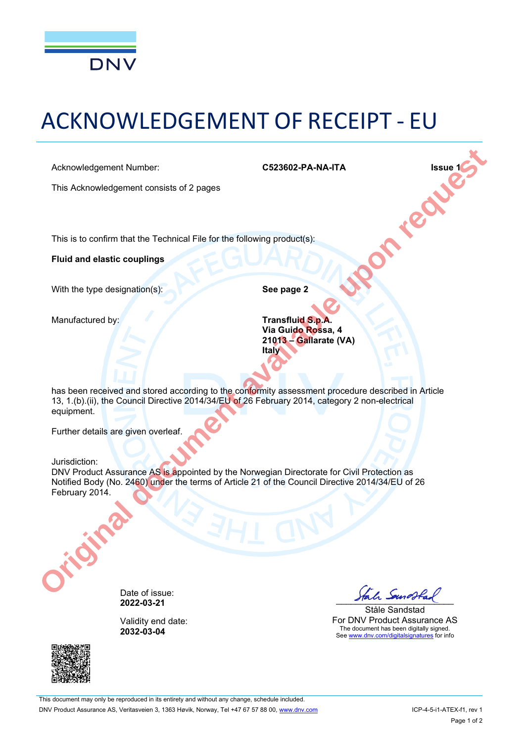DNV

# ACKNOWLEDGEMENT OF RECEIPT - EU

Acknowledgement Number: **C523602-PA-NA-ITA** **Issue 1**

This Acknowledgement consists of 2 pages

Original document available upon request

This is to confirm that the Technical File for the following product(s):

**Fluid and elastic couplings**

With the type designation(s): **See page 2**

Manufactured by:
**Transfluid S.p.A.**
**Via Guido Rossa, 4**
**21013 – Gallarate (VA)**
**Italy**

has been received and stored according to the conformity assessment procedure described in Article 13, 1.(b).(ii), the Council Directive 2014/34/EU of 26 February 2014, category 2 non-electrical equipment.

Further details are given overleaf.

Jurisdiction:
DNV Product Assurance AS is appointed by the Norwegian Directorate for Civil Protection as Notified Body (No. 2460) under the terms of Article 21 of the Council Directive 2014/34/EU of 26 February 2014.

Date of issue:
**2022-03-21**

Validity end date:
**2032-03-04**

Ståle Sandstad
For DNV Product Assurance AS
The document has been digitally signed.
See www.dnv.com/digitalsignatures for info

This document may only be reproduced in its entirety and without any change, schedule included.
DNV Product Assurance AS, Veritasveien 3, 1363 Høvik, Norway, Tel +47 67 57 88 00, www.dnv.com

ICP-4-5-i1-ATEX-f1, rev 1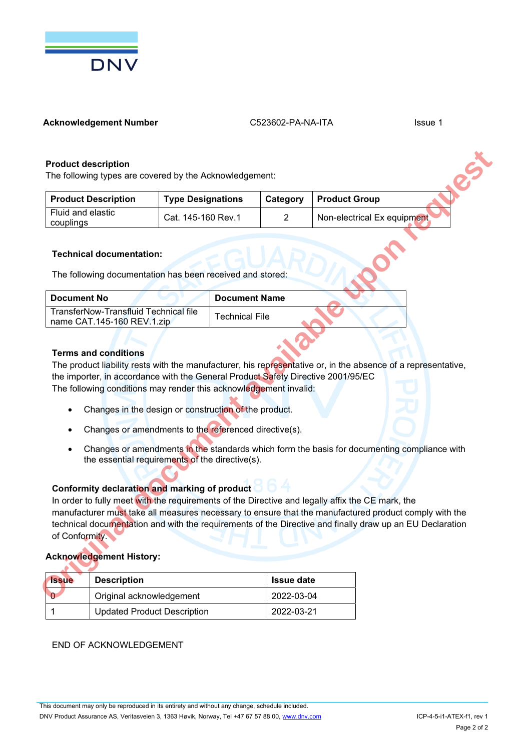| Acknowledgement Number | C523602-PA-NA-ITA | Issue 1 |
|---|---|---|

Original document available upon request

**Product description**

The following types are covered by the Acknowledgement:

| Product Description | Type Designations | Category | Product Group |
|---|---|---|---|
| Fluid and elastic couplings | Cat. 145-160 Rev.1 | 2 | Non-electrical Ex equipment |

**Technical documentation:**

The following documentation has been received and stored:

| Document No | Document Name |
|---|---|
| TransferNow-Transfluid Technical file name CAT.145-160 REV.1.zip | Technical File |

**Terms and conditions**

The product liability rests with the manufacturer, his representative or, in the absence of a representative, the importer, in accordance with the General Product Safety Directive 2001/95/EC

The following conditions may render this acknowledgement invalid:

- Changes in the design or construction of the product.
- Changes or amendments to the referenced directive(s).
- Changes or amendments in the standards which form the basis for documenting compliance with the essential requirements of the directive(s).

**Conformity declaration and marking of product**

In order to fully meet with the requirements of the Directive and legally affix the CE mark, the manufacturer must take all measures necessary to ensure that the manufactured product comply with the technical documentation and with the requirements of the Directive and finally draw up an EU Declaration of Conformity.

**Acknowledgement History:**

| Issue | Description | Issue date |
|---|---|---|
| 0 | Original acknowledgement | 2022-03-04 |
| 1 | Updated Product Description | 2022-03-21 |

END OF ACKNOWLEDGEMENT

This document may only be reproduced in its entirety and without any change, schedule included.

DNV Product Assurance AS, Veritasveien 3, 1363 Høvik, Norway, Tel +47 67 57 88 00, www.dnv.com

ICP-4-5-i1-ATEX-f1, rev 1